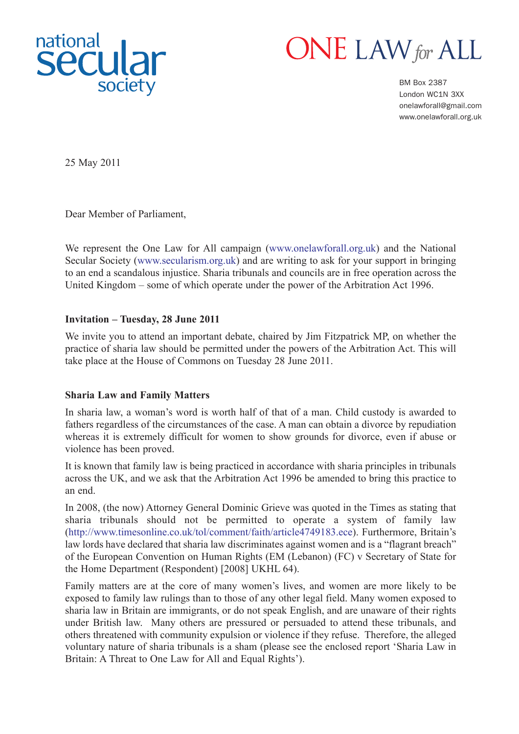national secular society

ONE LAW *for* ALL

BM Box 2387
London WC1N 3XX
onelawforall@gmail.com
www.onelawforall.org.uk

25 May 2011

Dear Member of Parliament,

We represent the One Law for All campaign (www.onelawforall.org.uk) and the National Secular Society (www.secularism.org.uk) and are writing to ask for your support in bringing to an end a scandalous injustice. Sharia tribunals and councils are in free operation across the United Kingdom – some of which operate under the power of the Arbitration Act 1996.

**Invitation – Tuesday, 28 June 2011**

We invite you to attend an important debate, chaired by Jim Fitzpatrick MP, on whether the practice of sharia law should be permitted under the powers of the Arbitration Act. This will take place at the House of Commons on Tuesday 28 June 2011.

**Sharia Law and Family Matters**

In sharia law, a woman's word is worth half of that of a man. Child custody is awarded to fathers regardless of the circumstances of the case. A man can obtain a divorce by repudiation whereas it is extremely difficult for women to show grounds for divorce, even if abuse or violence has been proved.

It is known that family law is being practiced in accordance with sharia principles in tribunals across the UK, and we ask that the Arbitration Act 1996 be amended to bring this practice to an end.

In 2008, (the now) Attorney General Dominic Grieve was quoted in the Times as stating that sharia tribunals should not be permitted to operate a system of family law (http://www.timesonline.co.uk/tol/comment/faith/article4749183.ece). Furthermore, Britain's law lords have declared that sharia law discriminates against women and is a "flagrant breach" of the European Convention on Human Rights (EM (Lebanon) (FC) v Secretary of State for the Home Department (Respondent) [2008] UKHL 64).

Family matters are at the core of many women's lives, and women are more likely to be exposed to family law rulings than to those of any other legal field. Many women exposed to sharia law in Britain are immigrants, or do not speak English, and are unaware of their rights under British law. Many others are pressured or persuaded to attend these tribunals, and others threatened with community expulsion or violence if they refuse. Therefore, the alleged voluntary nature of sharia tribunals is a sham (please see the enclosed report 'Sharia Law in Britain: A Threat to One Law for All and Equal Rights').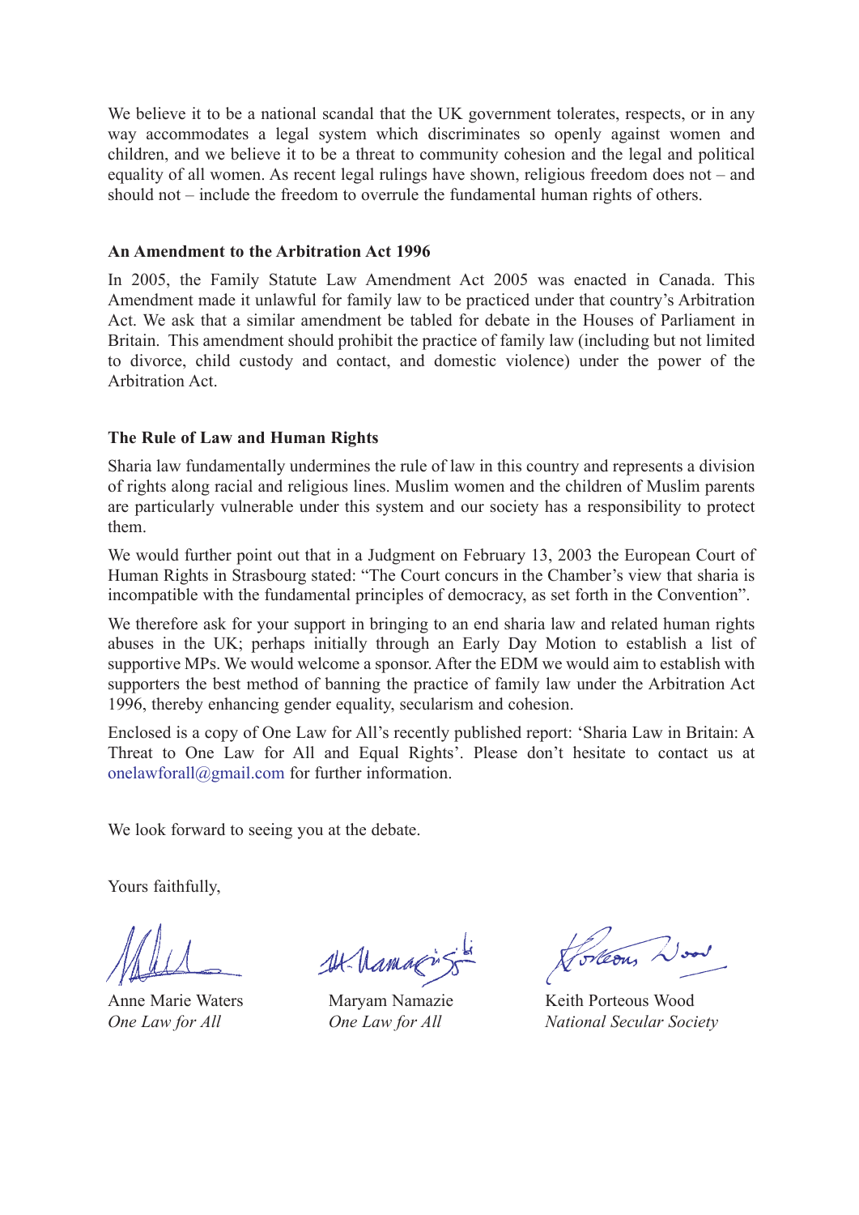We believe it to be a national scandal that the UK government tolerates, respects, or in any way accommodates a legal system which discriminates so openly against women and children, and we believe it to be a threat to community cohesion and the legal and political equality of all women. As recent legal rulings have shown, religious freedom does not – and should not – include the freedom to overrule the fundamental human rights of others.

**An Amendment to the Arbitration Act 1996**

In 2005, the Family Statute Law Amendment Act 2005 was enacted in Canada. This Amendment made it unlawful for family law to be practiced under that country's Arbitration Act. We ask that a similar amendment be tabled for debate in the Houses of Parliament in Britain. This amendment should prohibit the practice of family law (including but not limited to divorce, child custody and contact, and domestic violence) under the power of the Arbitration Act.

**The Rule of Law and Human Rights**

Sharia law fundamentally undermines the rule of law in this country and represents a division of rights along racial and religious lines. Muslim women and the children of Muslim parents are particularly vulnerable under this system and our society has a responsibility to protect them.

We would further point out that in a Judgment on February 13, 2003 the European Court of Human Rights in Strasbourg stated: "The Court concurs in the Chamber's view that sharia is incompatible with the fundamental principles of democracy, as set forth in the Convention".

We therefore ask for your support in bringing to an end sharia law and related human rights abuses in the UK; perhaps initially through an Early Day Motion to establish a list of supportive MPs. We would welcome a sponsor. After the EDM we would aim to establish with supporters the best method of banning the practice of family law under the Arbitration Act 1996, thereby enhancing gender equality, secularism and cohesion.

Enclosed is a copy of One Law for All's recently published report: 'Sharia Law in Britain: A Threat to One Law for All and Equal Rights'. Please don't hesitate to contact us at onelawforall@gmail.com for further information.

We look forward to seeing you at the debate.

Yours faithfully,

Anne Marie Waters
*One Law for All*

Maryam Namazie
*One Law for All*

Keith Porteous Wood
*National Secular Society*